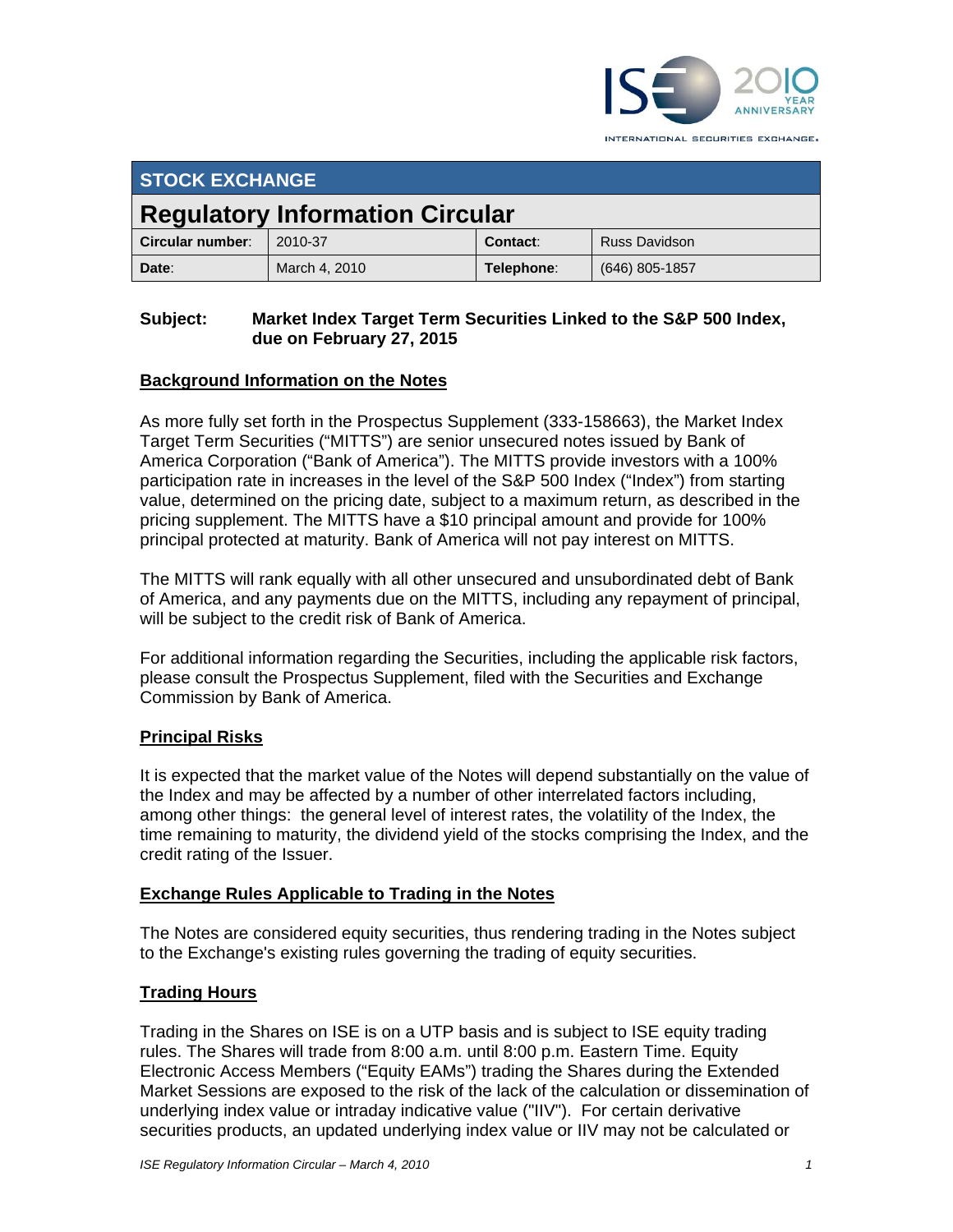## STOCK EXCHANGE

# Regulatory Information Circular

| Circular number: | 2010-37 | Contact: | Russ Davidson |
|---|---|---|---|
| Date: | March 4, 2010 | Telephone: | (646) 805-1857 |

**Subject: Market Index Target Term Securities Linked to the S&P 500 Index, due on February 27, 2015**

## Background Information on the Notes

As more fully set forth in the Prospectus Supplement (333-158663), the Market Index Target Term Securities ("MITTS") are senior unsecured notes issued by Bank of America Corporation ("Bank of America"). The MITTS provide investors with a 100% participation rate in increases in the level of the S&P 500 Index ("Index") from starting value, determined on the pricing date, subject to a maximum return, as described in the pricing supplement. The MITTS have a $10 principal amount and provide for 100% principal protected at maturity. Bank of America will not pay interest on MITTS.

The MITTS will rank equally with all other unsecured and unsubordinated debt of Bank of America, and any payments due on the MITTS, including any repayment of principal, will be subject to the credit risk of Bank of America.

For additional information regarding the Securities, including the applicable risk factors, please consult the Prospectus Supplement, filed with the Securities and Exchange Commission by Bank of America.

## Principal Risks

It is expected that the market value of the Notes will depend substantially on the value of the Index and may be affected by a number of other interrelated factors including, among other things: the general level of interest rates, the volatility of the Index, the time remaining to maturity, the dividend yield of the stocks comprising the Index, and the credit rating of the Issuer.

## Exchange Rules Applicable to Trading in the Notes

The Notes are considered equity securities, thus rendering trading in the Notes subject to the Exchange's existing rules governing the trading of equity securities.

## Trading Hours

Trading in the Shares on ISE is on a UTP basis and is subject to ISE equity trading rules. The Shares will trade from 8:00 a.m. until 8:00 p.m. Eastern Time. Equity Electronic Access Members ("Equity EAMs") trading the Shares during the Extended Market Sessions are exposed to the risk of the lack of the calculation or dissemination of underlying index value or intraday indicative value ("IIV"). For certain derivative securities products, an updated underlying index value or IIV may not be calculated or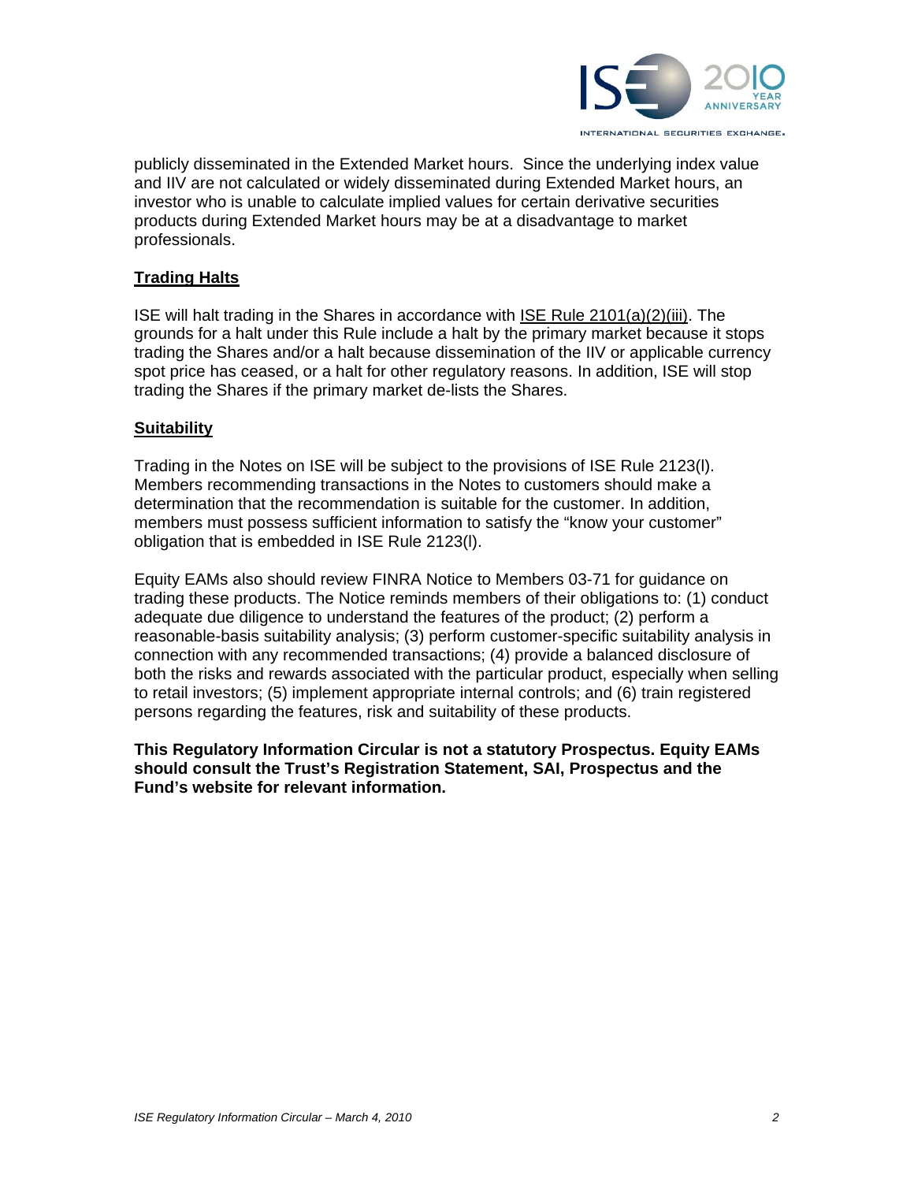publicly disseminated in the Extended Market hours. Since the underlying index value and IIV are not calculated or widely disseminated during Extended Market hours, an investor who is unable to calculate implied values for certain derivative securities products during Extended Market hours may be at a disadvantage to market professionals.

## Trading Halts

ISE will halt trading in the Shares in accordance with ISE Rule 2101(a)(2)(iii). The grounds for a halt under this Rule include a halt by the primary market because it stops trading the Shares and/or a halt because dissemination of the IIV or applicable currency spot price has ceased, or a halt for other regulatory reasons. In addition, ISE will stop trading the Shares if the primary market de-lists the Shares.

## Suitability

Trading in the Notes on ISE will be subject to the provisions of ISE Rule 2123(l). Members recommending transactions in the Notes to customers should make a determination that the recommendation is suitable for the customer. In addition, members must possess sufficient information to satisfy the "know your customer" obligation that is embedded in ISE Rule 2123(l).

Equity EAMs also should review FINRA Notice to Members 03-71 for guidance on trading these products. The Notice reminds members of their obligations to: (1) conduct adequate due diligence to understand the features of the product; (2) perform a reasonable-basis suitability analysis; (3) perform customer-specific suitability analysis in connection with any recommended transactions; (4) provide a balanced disclosure of both the risks and rewards associated with the particular product, especially when selling to retail investors; (5) implement appropriate internal controls; and (6) train registered persons regarding the features, risk and suitability of these products.

**This Regulatory Information Circular is not a statutory Prospectus. Equity EAMs should consult the Trust's Registration Statement, SAI, Prospectus and the Fund's website for relevant information.**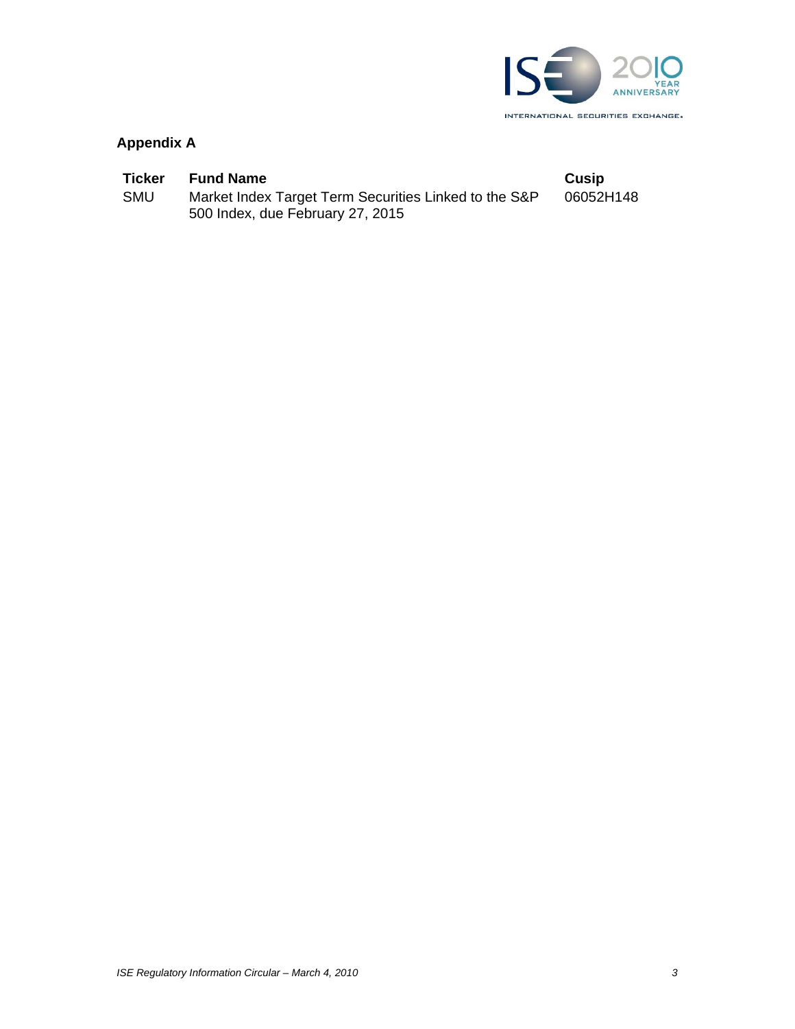## Appendix A

| Ticker | Fund Name | Cusip |
| --- | --- | --- |
| SMU | Market Index Target Term Securities Linked to the S&P 500 Index, due February 27, 2015 | 06052H148 |